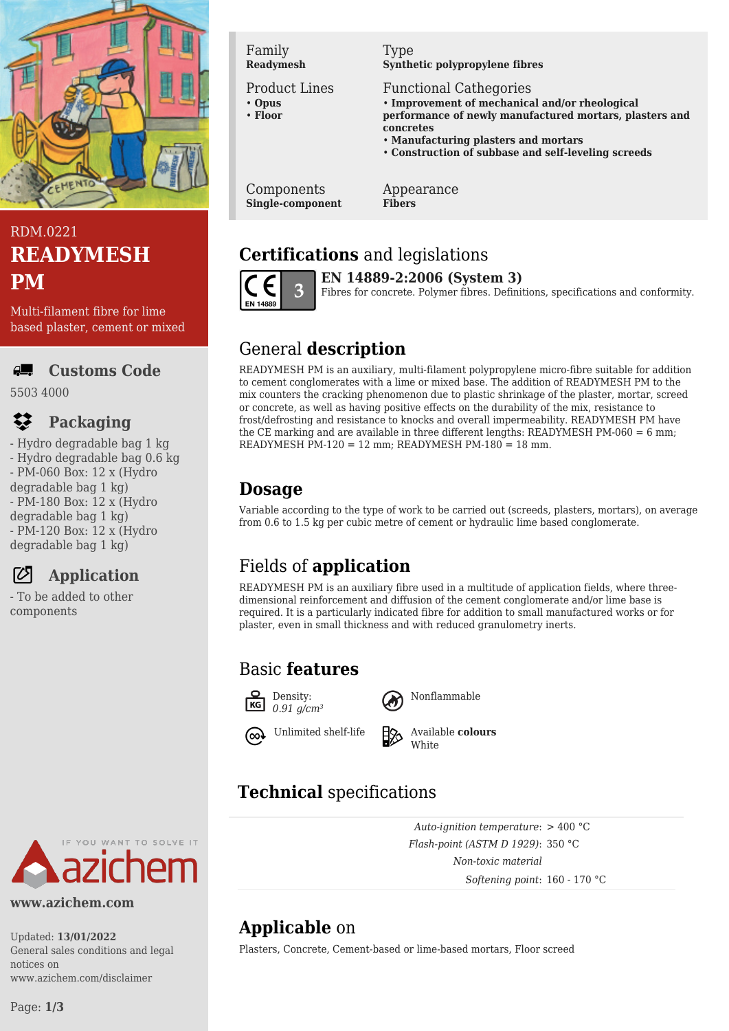RDM.0221

# READYMESH PM

Multi-filament fibre for lime based plaster, cement or mixed

## Customs Code

5503 4000

## Packaging

- Hydro degradable bag 1 kg
- Hydro degradable bag 0.6 kg
- PM-060 Box: 12 x (Hydro degradable bag 1 kg)
- PM-180 Box: 12 x (Hydro degradable bag 1 kg)
- PM-120 Box: 12 x (Hydro degradable bag 1 kg)

## Application

- To be added to other components

www.azichem.com

Updated: **13/01/2022**
General sales conditions and legal notices on www.azichem.com/disclaimer

| Family | Type |
| --- | --- |
| **Readymesh** | **Synthetic polypropylene fibres** |

**Product Lines**
- **Opus**
- **Floor**

**Functional Cathegories**
- **Improvement of mechanical and/or rheological performance of newly manufactured mortars, plasters and concretes**
- **Manufacturing plasters and mortars**
- **Construction of subbase and self-leveling screeds**

| Components | Appearance |
| --- | --- |
| **Single-component** | **Fibers** |

## Certifications and legislations

**EN 14889-2:2006 (System 3)**
Fibres for concrete. Polymer fibres. Definitions, specifications and conformity.

## General description

READYMESH PM is an auxiliary, multi-filament polypropylene micro-fibre suitable for addition to cement conglomerates with a lime or mixed base. The addition of READYMESH PM to the mix counters the cracking phenomenon due to plastic shrinkage of the plaster, mortar, screed or concrete, as well as having positive effects on the durability of the mix, resistance to frost/defrosting and resistance to knocks and overall impermeability. READYMESH PM have the CE marking and are available in three different lengths: READYMESH PM-060 = 6 mm; READYMESH PM-120 = 12 mm; READYMESH PM-180 = 18 mm.

## Dosage

Variable according to the type of work to be carried out (screeds, plasters, mortars), on average from 0.6 to 1.5 kg per cubic metre of cement or hydraulic lime based conglomerate.

## Fields of application

READYMESH PM is an auxiliary fibre used in a multitude of application fields, where three-dimensional reinforcement and diffusion of the cement conglomerate and/or lime base is required. It is a particularly indicated fibre for addition to small manufactured works or for plaster, even in small thickness and with reduced granulometry inerts.

## Basic features

- Density: *0.91 g/cm³*
- Nonflammable
- Unlimited shelf-life
- Available **colours**: White

## Technical specifications

| | |
| --- | --- |
| *Auto-ignition temperature* | > 400 °C |
| *Flash-point (ASTM D 1929)* | 350 °C |
| *Non-toxic material* | |
| *Softening point* | 160 - 170 °C |

## Applicable on

Plasters, Concrete, Cement-based or lime-based mortars, Floor screed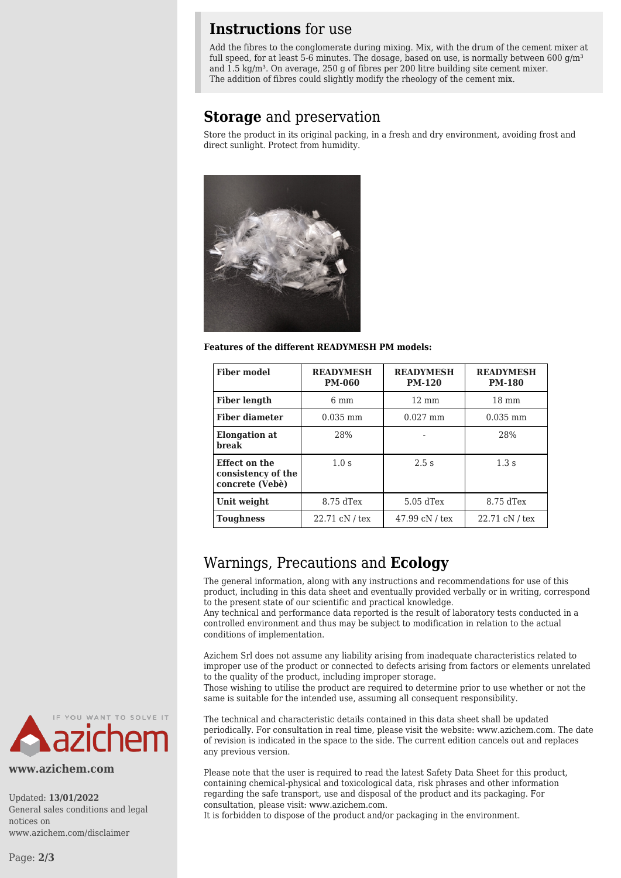## **Instructions** for use

Add the fibres to the conglomerate during mixing. Mix, with the drum of the cement mixer at full speed, for at least 5-6 minutes. The dosage, based on use, is normally between 600 g/m³ and 1.5 kg/m³. On average, 250 g of fibres per 200 litre building site cement mixer.
The addition of fibres could slightly modify the rheology of the cement mix.

## **Storage** and preservation

Store the product in its original packing, in a fresh and dry environment, avoiding frost and direct sunlight. Protect from humidity.

**Features of the different READYMESH PM models:**

| Fiber model | READYMESH PM-060 | READYMESH PM-120 | READYMESH PM-180 |
|---|---|---|---|
| **Fiber length** | 6 mm | 12 mm | 18 mm |
| **Fiber diameter** | 0.035 mm | 0.027 mm | 0.035 mm |
| **Elongation at break** | 28% | - | 28% |
| **Effect on the consistency of the concrete (Vebè)** | 1.0 s | 2.5 s | 1.3 s |
| **Unit weight** | 8.75 dTex | 5.05 dTex | 8.75 dTex |
| **Toughness** | 22.71 cN / tex | 47.99 cN / tex | 22.71 cN / tex |

## Warnings, Precautions and **Ecology**

The general information, along with any instructions and recommendations for use of this product, including in this data sheet and eventually provided verbally or in writing, correspond to the present state of our scientific and practical knowledge.
Any technical and performance data reported is the result of laboratory tests conducted in a controlled environment and thus may be subject to modification in relation to the actual conditions of implementation.

Azichem Srl does not assume any liability arising from inadequate characteristics related to improper use of the product or connected to defects arising from factors or elements unrelated to the quality of the product, including improper storage.
Those wishing to utilise the product are required to determine prior to use whether or not the same is suitable for the intended use, assuming all consequent responsibility.

The technical and characteristic details contained in this data sheet shall be updated periodically. For consultation in real time, please visit the website: www.azichem.com. The date of revision is indicated in the space to the side. The current edition cancels out and replaces any previous version.

Please note that the user is required to read the latest Safety Data Sheet for this product, containing chemical-physical and toxicological data, risk phrases and other information regarding the safe transport, use and disposal of the product and its packaging. For consultation, please visit: www.azichem.com.
It is forbidden to dispose of the product and/or packaging in the environment.

IF YOU WANT TO SOLVE IT azichem

**www.azichem.com**

Updated: **13/01/2022**
General sales conditions and legal notices on www.azichem.com/disclaimer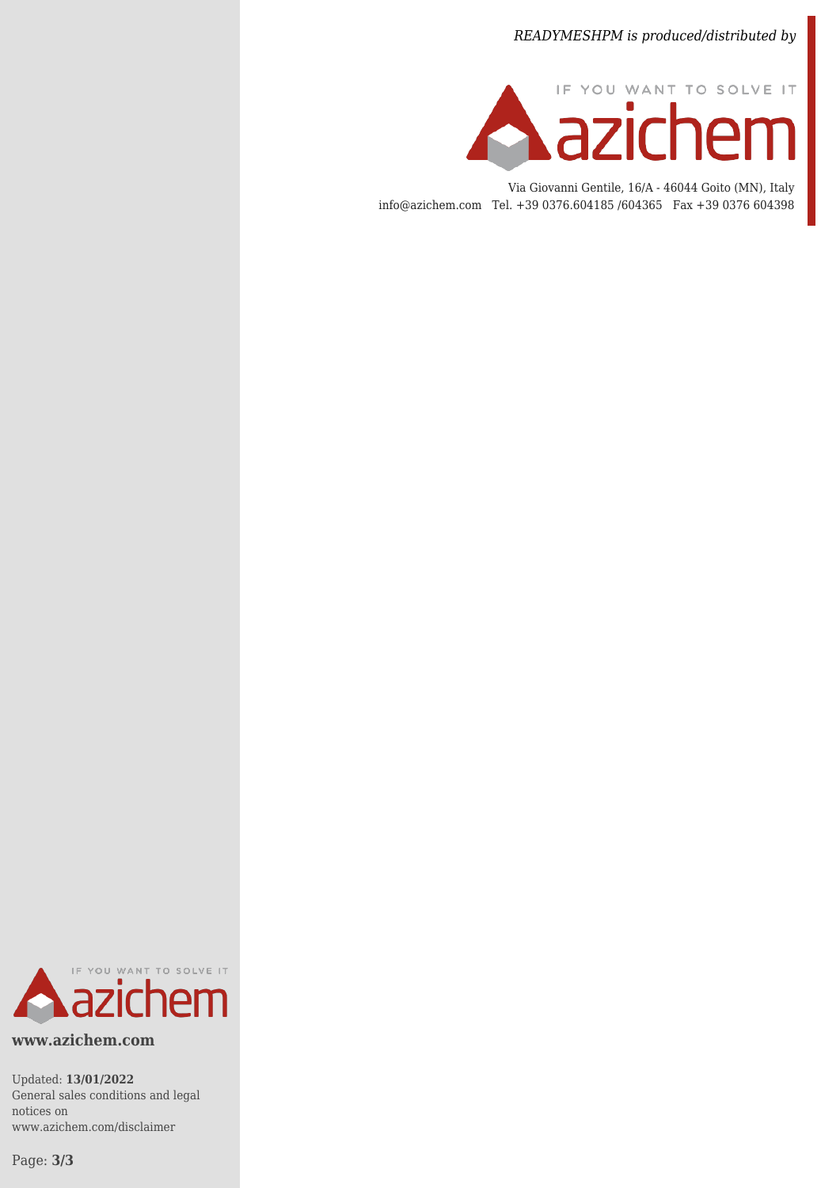*READYMESHPM is produced/distributed by*

IF YOU WANT TO SOLVE IT

azichem

Via Giovanni Gentile, 16/A - 46044 Goito (MN), Italy
info@azichem.com Tel. +39 0376.604185 /604365 Fax +39 0376 604398

IF YOU WANT TO SOLVE IT

azichem

**www.azichem.com**

Updated: **13/01/2022**
General sales conditions and legal notices on www.azichem.com/disclaimer